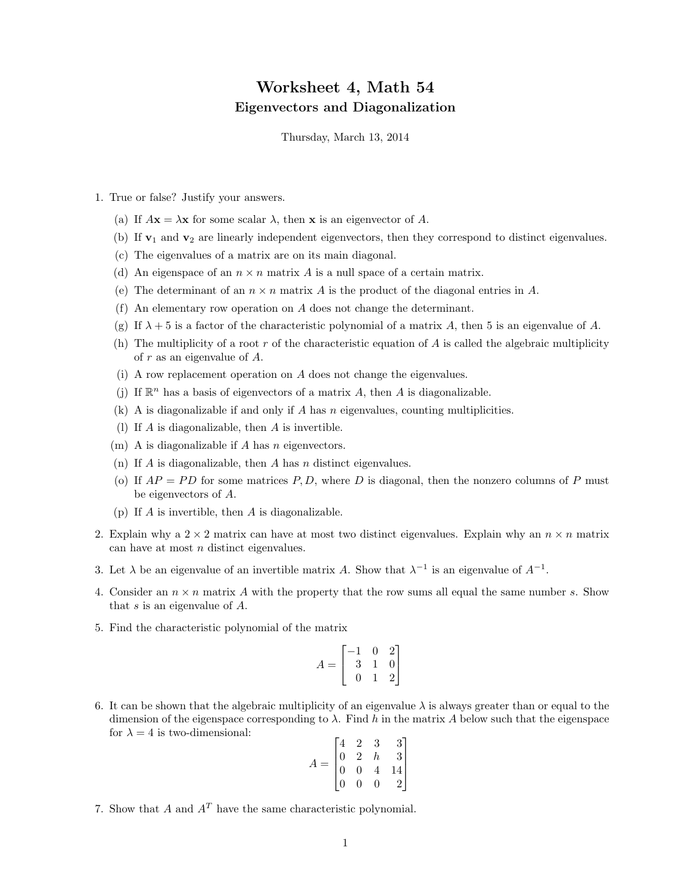# Worksheet 4, Math 54

## Eigenvectors and Diagonalization

Thursday, March 13, 2014

1. True or false? Justify your answers.

   (a) If $A\mathbf{x} = \lambda\mathbf{x}$ for some scalar $\lambda$, then $\mathbf{x}$ is an eigenvector of $A$.

   (b) If $\mathbf{v}_1$ and $\mathbf{v}_2$ are linearly independent eigenvectors, then they correspond to distinct eigenvalues.

   (c) The eigenvalues of a matrix are on its main diagonal.

   (d) An eigenspace of an $n \times n$ matrix $A$ is a null space of a certain matrix.

   (e) The determinant of an $n \times n$ matrix $A$ is the product of the diagonal entries in $A$.

   (f) An elementary row operation on $A$ does not change the determinant.

   (g) If $\lambda + 5$ is a factor of the characteristic polynomial of a matrix $A$, then 5 is an eigenvalue of $A$.

   (h) The multiplicity of a root $r$ of the characteristic equation of $A$ is called the algebraic multiplicity of $r$ as an eigenvalue of $A$.

   (i) A row replacement operation on $A$ does not change the eigenvalues.

   (j) If $\mathbb{R}^n$ has a basis of eigenvectors of a matrix $A$, then $A$ is diagonalizable.

   (k) A is diagonalizable if and only if $A$ has $n$ eigenvalues, counting multiplicities.

   (l) If $A$ is diagonalizable, then $A$ is invertible.

   (m) A is diagonalizable if $A$ has $n$ eigenvectors.

   (n) If $A$ is diagonalizable, then $A$ has $n$ distinct eigenvalues.

   (o) If $AP = PD$ for some matrices $P, D$, where $D$ is diagonal, then the nonzero columns of $P$ must be eigenvectors of $A$.

   (p) If $A$ is invertible, then $A$ is diagonalizable.

2. Explain why a $2 \times 2$ matrix can have at most two distinct eigenvalues. Explain why an $n \times n$ matrix can have at most $n$ distinct eigenvalues.

3. Let $\lambda$ be an eigenvalue of an invertible matrix $A$. Show that $\lambda^{-1}$ is an eigenvalue of $A^{-1}$.

4. Consider an $n \times n$ matrix $A$ with the property that the row sums all equal the same number $s$. Show that $s$ is an eigenvalue of $A$.

5. Find the characteristic polynomial of the matrix

$$A = \begin{bmatrix} -1 & 0 & 2 \\ 3 & 1 & 0 \\ 0 & 1 & 2 \end{bmatrix}$$

6. It can be shown that the algebraic multiplicity of an eigenvalue $\lambda$ is always greater than or equal to the dimension of the eigenspace corresponding to $\lambda$. Find $h$ in the matrix $A$ below such that the eigenspace for $\lambda = 4$ is two-dimensional:

$$A = \begin{bmatrix} 4 & 2 & 3 & 3 \\ 0 & 2 & h & 3 \\ 0 & 0 & 4 & 14 \\ 0 & 0 & 0 & 2 \end{bmatrix}$$

7. Show that $A$ and $A^T$ have the same characteristic polynomial.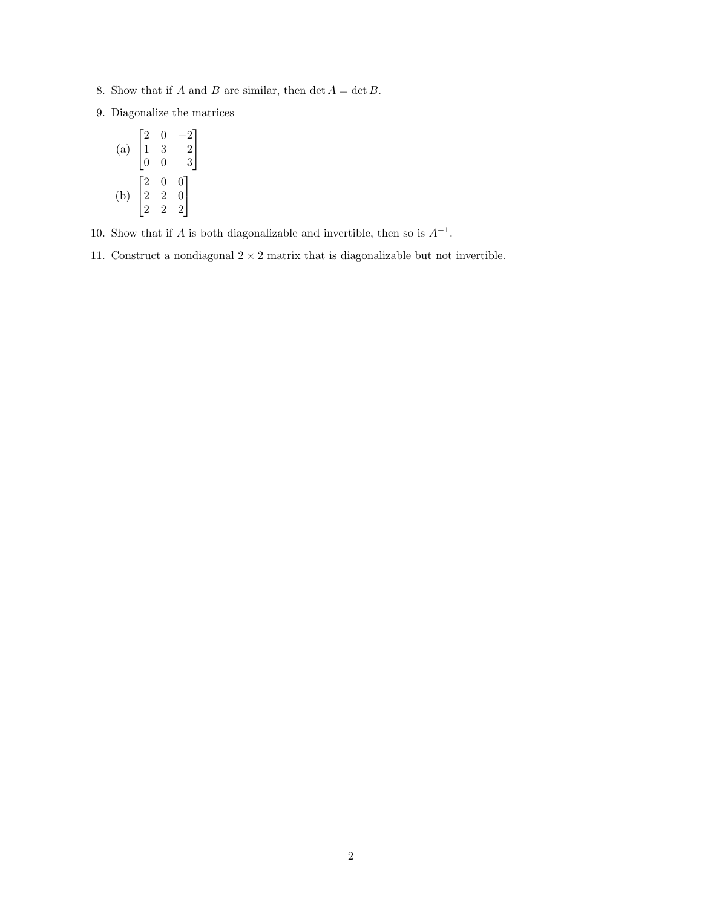8. Show that if $A$ and $B$ are similar, then $\det A = \det B$.

9. Diagonalize the matrices

   (a) $\begin{bmatrix} 2 & 0 & -2 \\ 1 & 3 & 2 \\ 0 & 0 & 3 \end{bmatrix}$

   (b) $\begin{bmatrix} 2 & 0 & 0 \\ 2 & 2 & 0 \\ 2 & 2 & 2 \end{bmatrix}$

10. Show that if $A$ is both diagonalizable and invertible, then so is $A^{-1}$.

11. Construct a nondiagonal $2 \times 2$ matrix that is diagonalizable but not invertible.